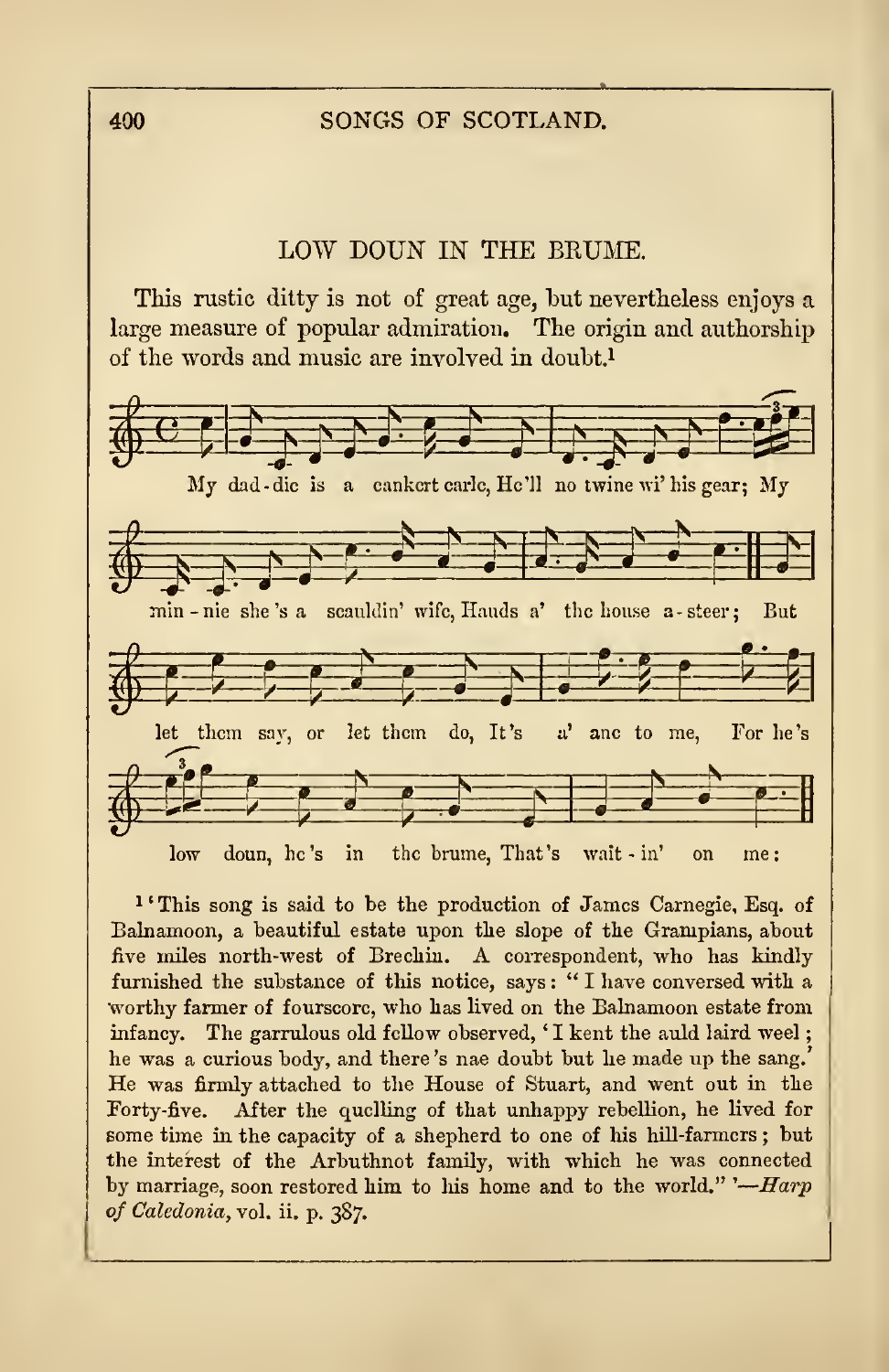## LOW DOUN IN THE BRUME.

This rustic ditty is not of great age, but nevertheless enjoys a large measure of popular admiration. The origin and authorship of the words and music are involved in doubt.[1]

My dad - die is a cankert carle, He'll no twine wi' his gear; My min - nie she's a scauldin' wife, Hauds a' the house a - steer; But let them say, or let them do, It's a' ane to me, For he's low doun, he's in the brume, That's wait - in' on me:

[1] 'This song is said to be the production of James Carnegie, Esq. of Balnamoon, a beautiful estate upon the slope of the Grampians, about five miles north-west of Brechin. A correspondent, who has kindly furnished the substance of this notice, says: "I have conversed with a worthy farmer of fourscore, who has lived on the Balnamoon estate from infancy. The garrulous old fellow observed, 'I kent the auld laird weel; he was a curious body, and there's nae doubt but he made up the sang.' He was firmly attached to the House of Stuart, and went out in the Forty-five. After the quelling of that unhappy rebellion, he lived for some time in the capacity of a shepherd to one of his hill-farmers; but the interest of the Arbuthnot family, with which he was connected by marriage, soon restored him to his home and to the world." '—*Harp of Caledonia*, vol. ii. p. 387.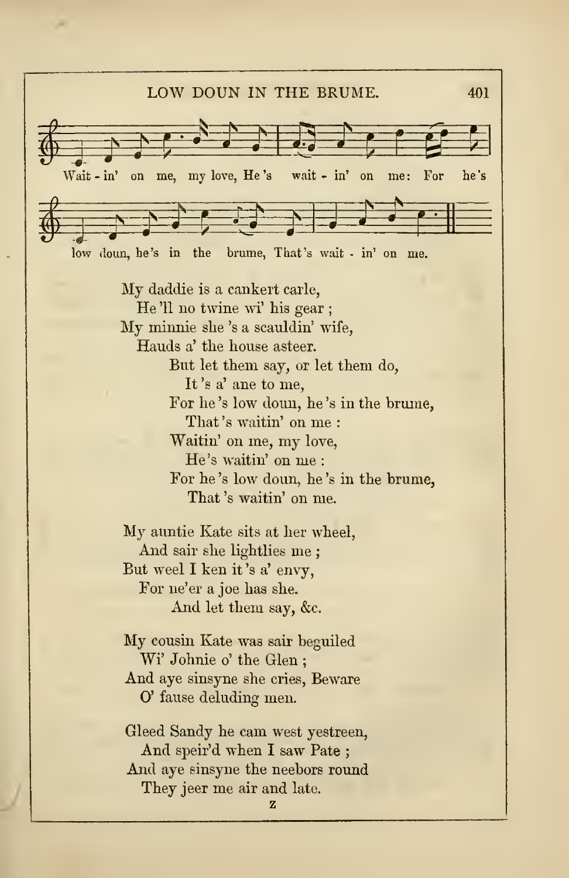Wait - in' on me, my love, He 's wait - in' on me: For he's

low doun, he's in the brume, That 's wait - in' on me.

My daddie is a cankert carle,
He 'll no twine wi' his gear;
My minnie she 's a scauldin' wife,
Hauds a' the house asteer.
But let them say, or let them do,
It 's a' ane to me,
For he 's low doun, he 's in the brume,
That 's waitin' on me:
Waitin' on me, my love,
He's waitin' on me:
For he 's low doun, he 's in the brume,
That 's waitin' on me.

My auntie Kate sits at her wheel,
And sair she lightlies me;
But weel I ken it 's a' envy,
For ne'er a joe has she.
And let them say, &c.

My cousin Kate was sair beguiled
Wi' Johnie o' the Glen;
And aye sinsyne she cries, Beware
O' fause deluding men.

Gleed Sandy he cam west yestreen,
And speir'd when I saw Pate;
And aye sinsyne the neebors round
They jeer me air and late.